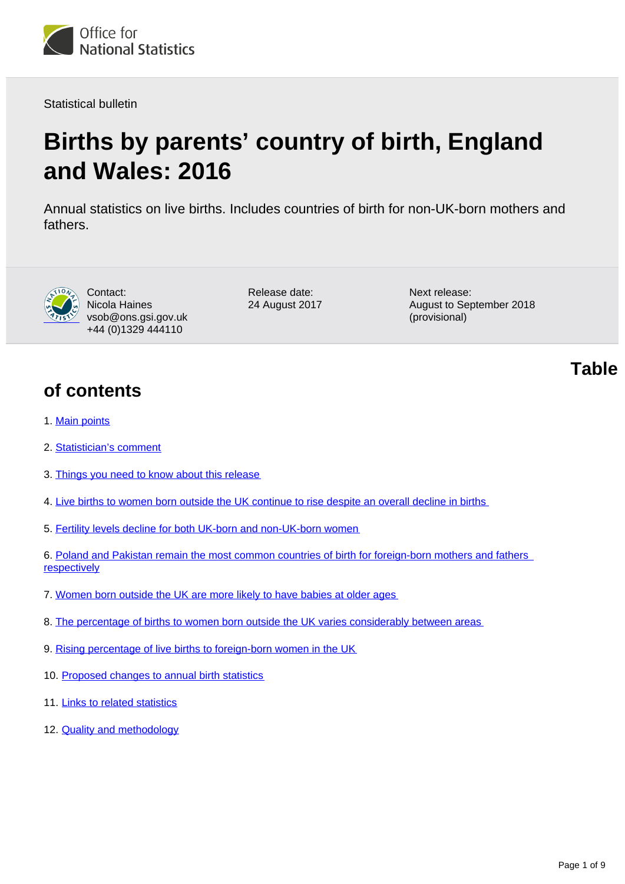Office for National Statistics

Statistical bulletin

# Births by parents' country of birth, England and Wales: 2016

Annual statistics on live births. Includes countries of birth for non-UK-born mothers and fathers.

Contact:
Nicola Haines
vsob@ons.gsi.gov.uk
+44 (0)1329 444110

Release date:
24 August 2017

Next release:
August to September 2018 (provisional)

## Table of contents

1. Main points
2. Statistician's comment
3. Things you need to know about this release
4. Live births to women born outside the UK continue to rise despite an overall decline in births
5. Fertility levels decline for both UK-born and non-UK-born women
6. Poland and Pakistan remain the most common countries of birth for foreign-born mothers and fathers respectively
7. Women born outside the UK are more likely to have babies at older ages
8. The percentage of births to women born outside the UK varies considerably between areas
9. Rising percentage of live births to foreign-born women in the UK
10. Proposed changes to annual birth statistics
11. Links to related statistics
12. Quality and methodology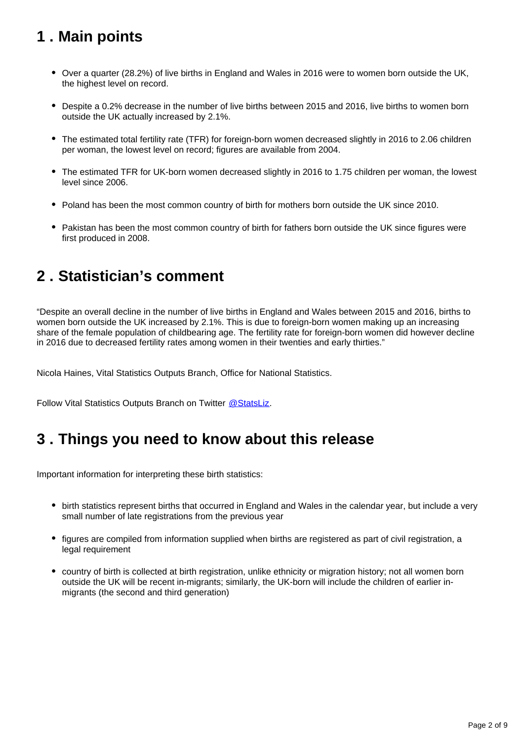## 1 . Main points

- Over a quarter (28.2%) of live births in England and Wales in 2016 were to women born outside the UK, the highest level on record.
- Despite a 0.2% decrease in the number of live births between 2015 and 2016, live births to women born outside the UK actually increased by 2.1%.
- The estimated total fertility rate (TFR) for foreign-born women decreased slightly in 2016 to 2.06 children per woman, the lowest level on record; figures are available from 2004.
- The estimated TFR for UK-born women decreased slightly in 2016 to 1.75 children per woman, the lowest level since 2006.
- Poland has been the most common country of birth for mothers born outside the UK since 2010.
- Pakistan has been the most common country of birth for fathers born outside the UK since figures were first produced in 2008.

## 2 . Statistician's comment

"Despite an overall decline in the number of live births in England and Wales between 2015 and 2016, births to women born outside the UK increased by 2.1%. This is due to foreign-born women making up an increasing share of the female population of childbearing age. The fertility rate for foreign-born women did however decline in 2016 due to decreased fertility rates among women in their twenties and early thirties."

Nicola Haines, Vital Statistics Outputs Branch, Office for National Statistics.

Follow Vital Statistics Outputs Branch on Twitter @StatsLiz.

## 3 . Things you need to know about this release

Important information for interpreting these birth statistics:

- birth statistics represent births that occurred in England and Wales in the calendar year, but include a very small number of late registrations from the previous year
- figures are compiled from information supplied when births are registered as part of civil registration, a legal requirement
- country of birth is collected at birth registration, unlike ethnicity or migration history; not all women born outside the UK will be recent in-migrants; similarly, the UK-born will include the children of earlier in-migrants (the second and third generation)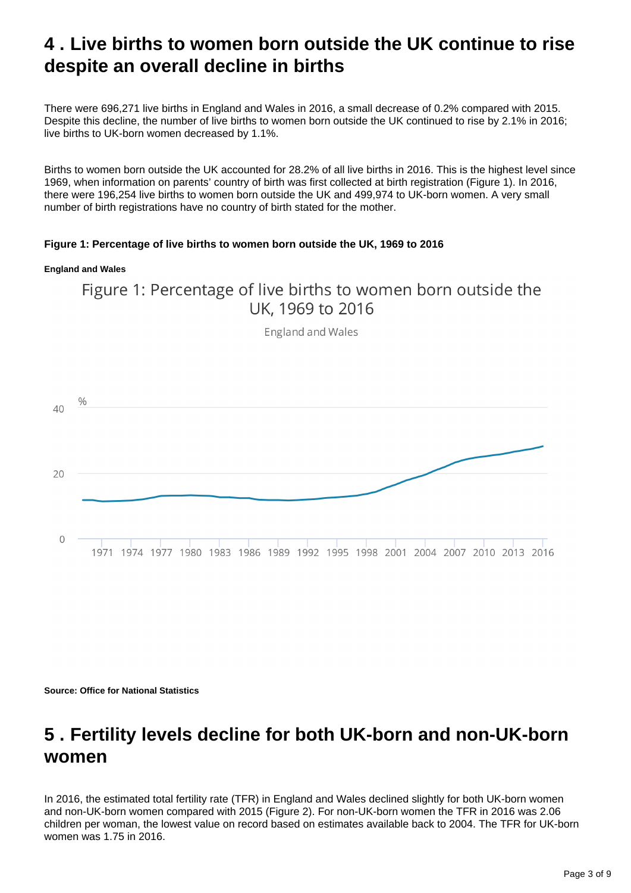## 4 . Live births to women born outside the UK continue to rise despite an overall decline in births

There were 696,271 live births in England and Wales in 2016, a small decrease of 0.2% compared with 2015. Despite this decline, the number of live births to women born outside the UK continued to rise by 2.1% in 2016; live births to UK-born women decreased by 1.1%.

Births to women born outside the UK accounted for 28.2% of all live births in 2016. This is the highest level since 1969, when information on parents' country of birth was first collected at birth registration (Figure 1). In 2016, there were 196,254 live births to women born outside the UK and 499,974 to UK-born women. A very small number of birth registrations have no country of birth stated for the mother.

**Figure 1: Percentage of live births to women born outside the UK, 1969 to 2016**

**England and Wales**

**Source: Office for National Statistics**

## 5 . Fertility levels decline for both UK-born and non-UK-born women

In 2016, the estimated total fertility rate (TFR) in England and Wales declined slightly for both UK-born women and non-UK-born women compared with 2015 (Figure 2). For non-UK-born women the TFR in 2016 was 2.06 children per woman, the lowest value on record based on estimates available back to 2004. The TFR for UK-born women was 1.75 in 2016.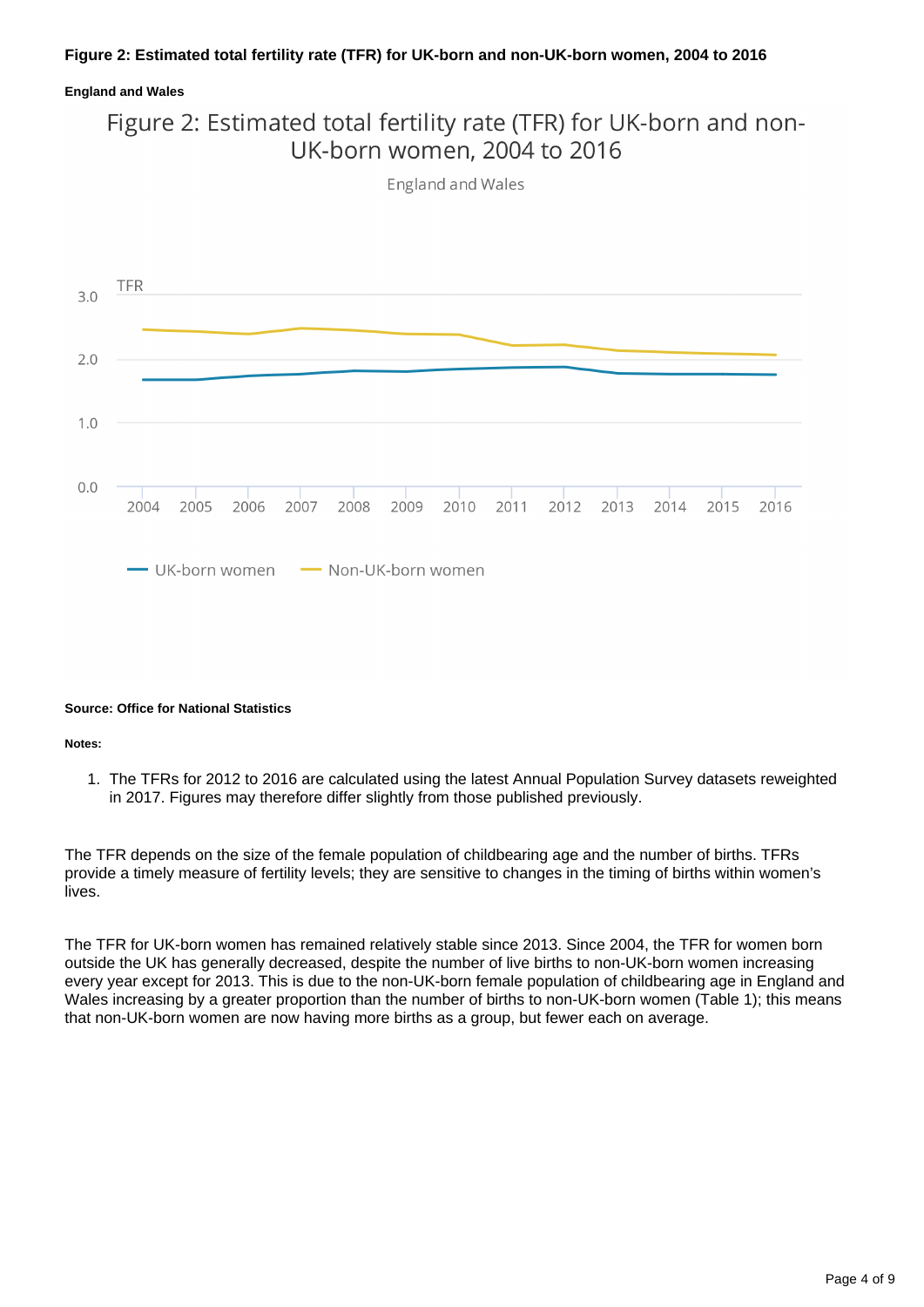**Figure 2: Estimated total fertility rate (TFR) for UK-born and non-UK-born women, 2004 to 2016**

**England and Wales**

**Source: Office for National Statistics**

**Notes:**

1. The TFRs for 2012 to 2016 are calculated using the latest Annual Population Survey datasets reweighted in 2017. Figures may therefore differ slightly from those published previously.

The TFR depends on the size of the female population of childbearing age and the number of births. TFRs provide a timely measure of fertility levels; they are sensitive to changes in the timing of births within women's lives.

The TFR for UK-born women has remained relatively stable since 2013. Since 2004, the TFR for women born outside the UK has generally decreased, despite the number of live births to non-UK-born women increasing every year except for 2013. This is due to the non-UK-born female population of childbearing age in England and Wales increasing by a greater proportion than the number of births to non-UK-born women (Table 1); this means that non-UK-born women are now having more births as a group, but fewer each on average.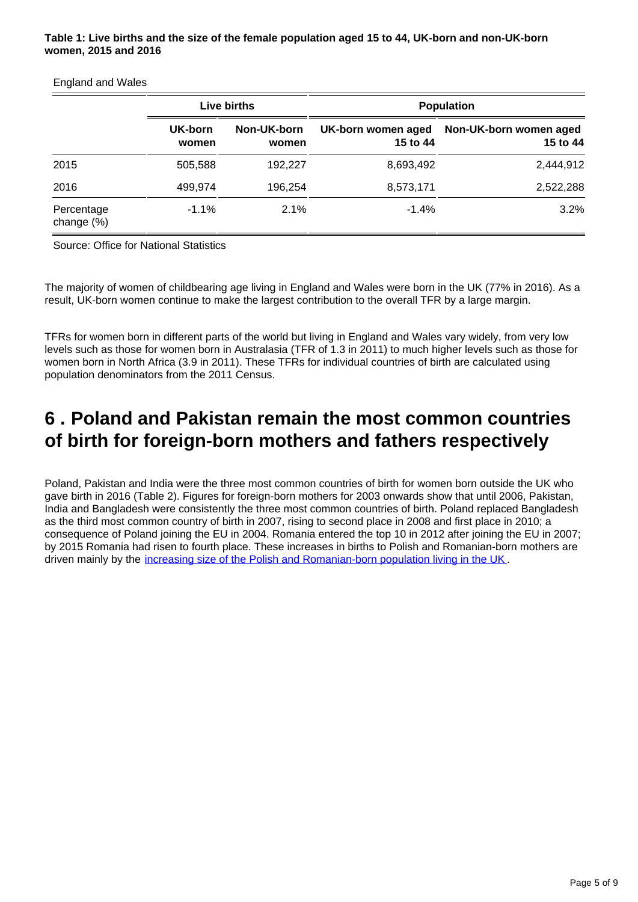**Table 1: Live births and the size of the female population aged 15 to 44, UK-born and non-UK-born women, 2015 and 2016**

England and Wales

| | Live births | | Population | |
|---|---|---|---|---|
| | UK-born women | Non-UK-born women | UK-born women aged 15 to 44 | Non-UK-born women aged 15 to 44 |
| 2015 | 505,588 | 192,227 | 8,693,492 | 2,444,912 |
| 2016 | 499,974 | 196,254 | 8,573,171 | 2,522,288 |
| Percentage change (%) | -1.1% | 2.1% | -1.4% | 3.2% |

Source: Office for National Statistics

The majority of women of childbearing age living in England and Wales were born in the UK (77% in 2016). As a result, UK-born women continue to make the largest contribution to the overall TFR by a large margin.

TFRs for women born in different parts of the world but living in England and Wales vary widely, from very low levels such as those for women born in Australasia (TFR of 1.3 in 2011) to much higher levels such as those for women born in North Africa (3.9 in 2011). These TFRs for individual countries of birth are calculated using population denominators from the 2011 Census.

## 6 . Poland and Pakistan remain the most common countries of birth for foreign-born mothers and fathers respectively

Poland, Pakistan and India were the three most common countries of birth for women born outside the UK who gave birth in 2016 (Table 2). Figures for foreign-born mothers for 2003 onwards show that until 2006, Pakistan, India and Bangladesh were consistently the three most common countries of birth. Poland replaced Bangladesh as the third most common country of birth in 2007, rising to second place in 2008 and first place in 2010; a consequence of Poland joining the EU in 2004. Romania entered the top 10 in 2012 after joining the EU in 2007; by 2015 Romania had risen to fourth place. These increases in births to Polish and Romanian-born mothers are driven mainly by the increasing size of the Polish and Romanian-born population living in the UK.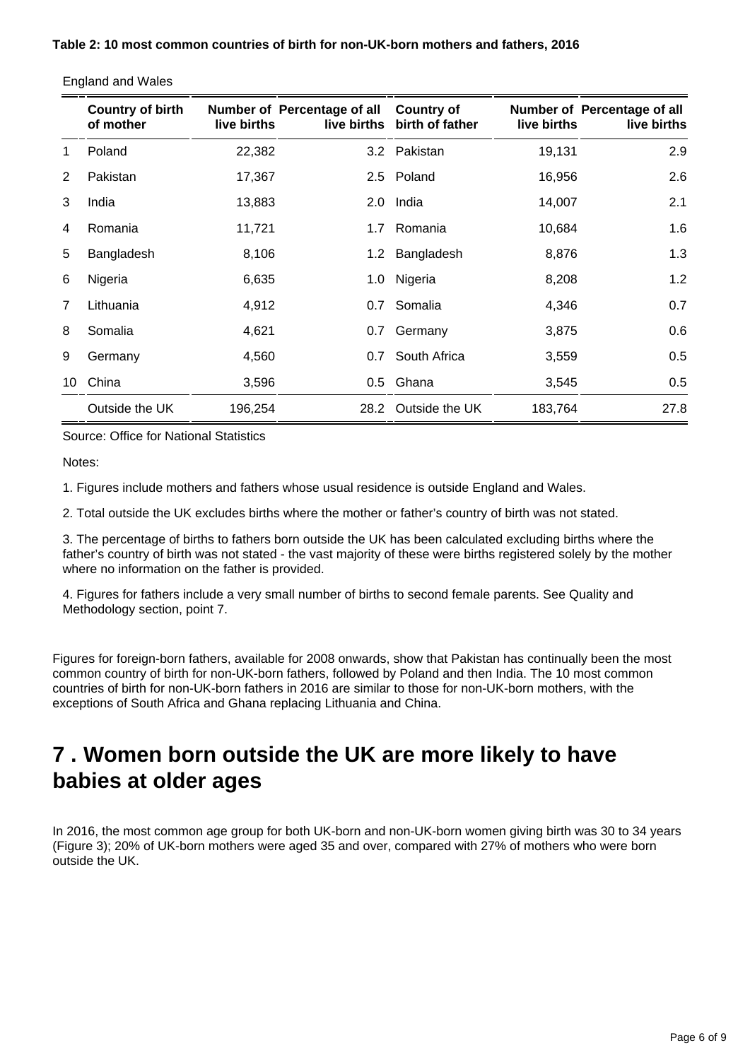**Table 2: 10 most common countries of birth for non-UK-born mothers and fathers, 2016**

England and Wales

| | Country of birth of mother | Number of live births | Percentage of all live births | Country of birth of father | Number of live births | Percentage of all live births |
|---|---|---|---|---|---|---|
| 1 | Poland | 22,382 | 3.2 | Pakistan | 19,131 | 2.9 |
| 2 | Pakistan | 17,367 | 2.5 | Poland | 16,956 | 2.6 |
| 3 | India | 13,883 | 2.0 | India | 14,007 | 2.1 |
| 4 | Romania | 11,721 | 1.7 | Romania | 10,684 | 1.6 |
| 5 | Bangladesh | 8,106 | 1.2 | Bangladesh | 8,876 | 1.3 |
| 6 | Nigeria | 6,635 | 1.0 | Nigeria | 8,208 | 1.2 |
| 7 | Lithuania | 4,912 | 0.7 | Somalia | 4,346 | 0.7 |
| 8 | Somalia | 4,621 | 0.7 | Germany | 3,875 | 0.6 |
| 9 | Germany | 4,560 | 0.7 | South Africa | 3,559 | 0.5 |
| 10 | China | 3,596 | 0.5 | Ghana | 3,545 | 0.5 |
| | Outside the UK | 196,254 | 28.2 | Outside the UK | 183,764 | 27.8 |

Source: Office for National Statistics

Notes:

1. Figures include mothers and fathers whose usual residence is outside England and Wales.

2. Total outside the UK excludes births where the mother or father's country of birth was not stated.

3. The percentage of births to fathers born outside the UK has been calculated excluding births where the father's country of birth was not stated - the vast majority of these were births registered solely by the mother where no information on the father is provided.

4. Figures for fathers include a very small number of births to second female parents. See Quality and Methodology section, point 7.

Figures for foreign-born fathers, available for 2008 onwards, show that Pakistan has continually been the most common country of birth for non-UK-born fathers, followed by Poland and then India. The 10 most common countries of birth for non-UK-born fathers in 2016 are similar to those for non-UK-born mothers, with the exceptions of South Africa and Ghana replacing Lithuania and China.

## 7 . Women born outside the UK are more likely to have babies at older ages

In 2016, the most common age group for both UK-born and non-UK-born women giving birth was 30 to 34 years (Figure 3); 20% of UK-born mothers were aged 35 and over, compared with 27% of mothers who were born outside the UK.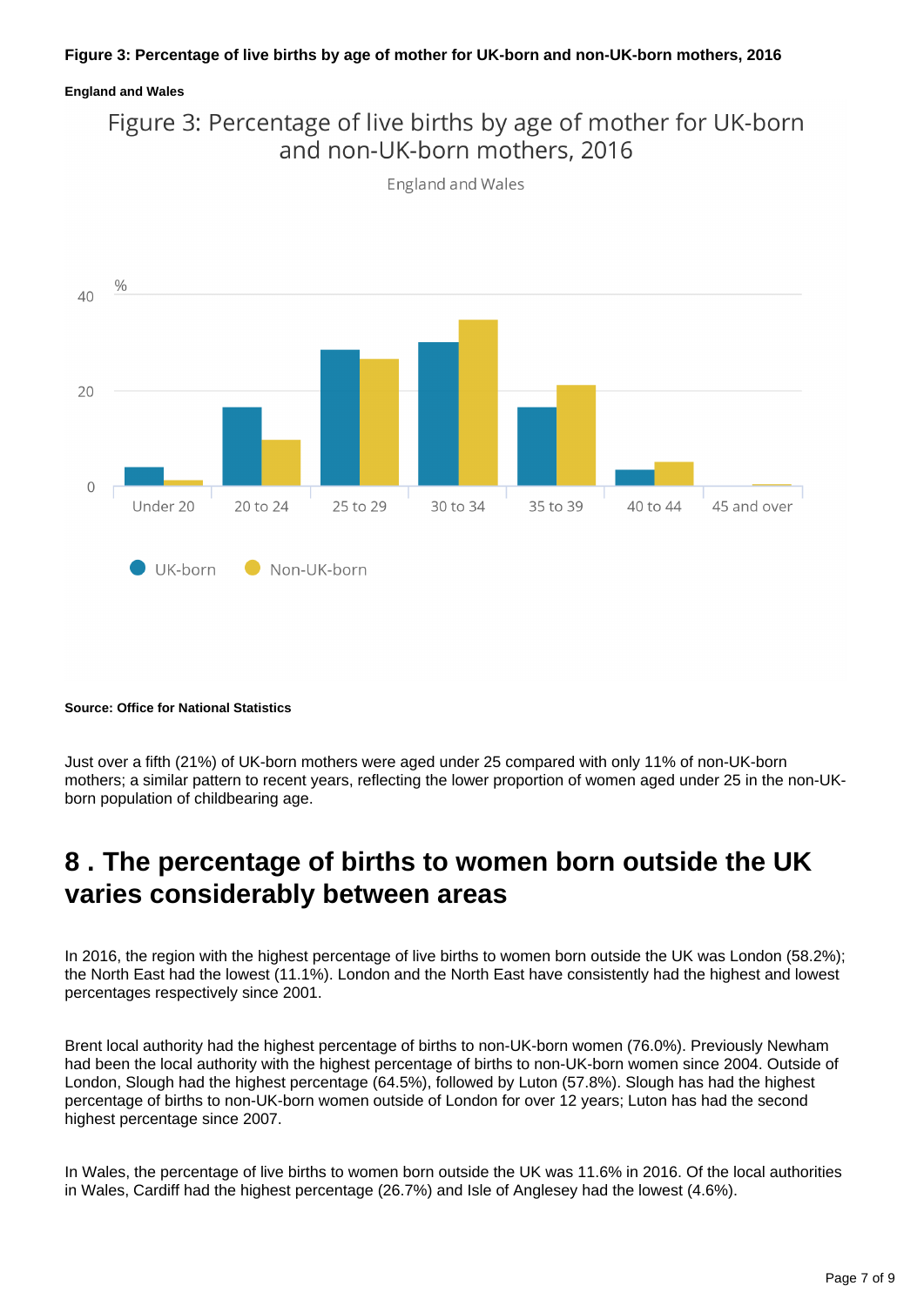**Figure 3: Percentage of live births by age of mother for UK-born and non-UK-born mothers, 2016**

**England and Wales**

Figure 3: Percentage of live births by age of mother for UK-born and non-UK-born mothers, 2016

England and Wales

**Source: Office for National Statistics**

Just over a fifth (21%) of UK-born mothers were aged under 25 compared with only 11% of non-UK-born mothers; a similar pattern to recent years, reflecting the lower proportion of women aged under 25 in the non-UK-born population of childbearing age.

## 8 . The percentage of births to women born outside the UK varies considerably between areas

In 2016, the region with the highest percentage of live births to women born outside the UK was London (58.2%); the North East had the lowest (11.1%). London and the North East have consistently had the highest and lowest percentages respectively since 2001.

Brent local authority had the highest percentage of births to non-UK-born women (76.0%). Previously Newham had been the local authority with the highest percentage of births to non-UK-born women since 2004. Outside of London, Slough had the highest percentage (64.5%), followed by Luton (57.8%). Slough has had the highest percentage of births to non-UK-born women outside of London for over 12 years; Luton has had the second highest percentage since 2007.

In Wales, the percentage of live births to women born outside the UK was 11.6% in 2016. Of the local authorities in Wales, Cardiff had the highest percentage (26.7%) and Isle of Anglesey had the lowest (4.6%).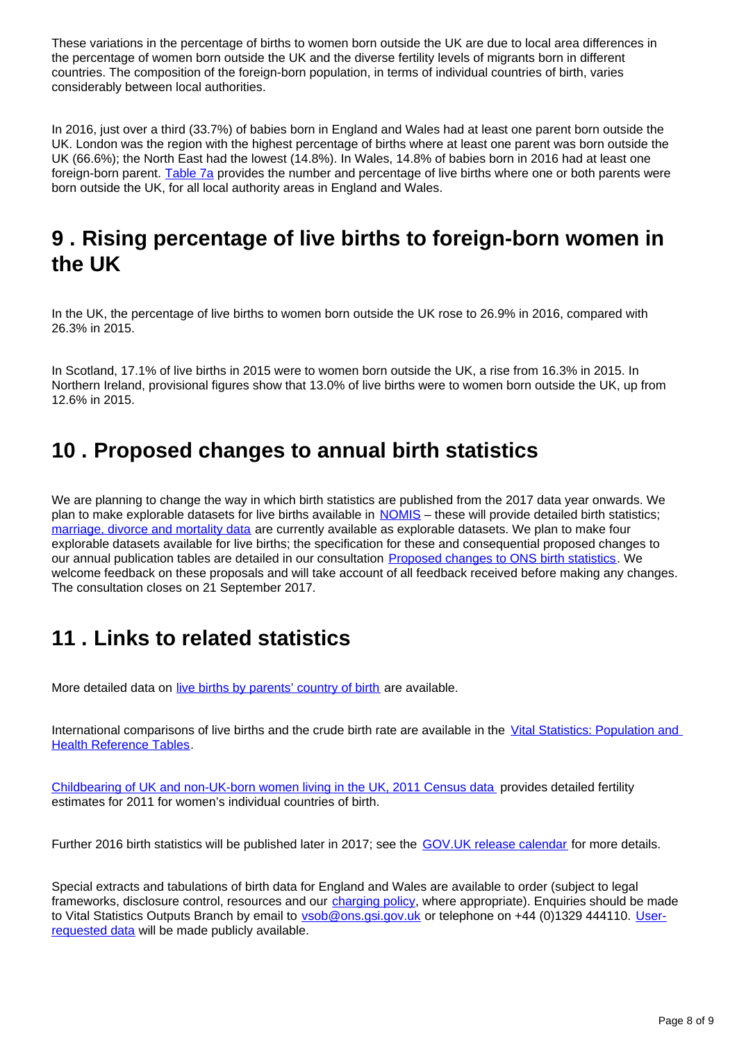These variations in the percentage of births to women born outside the UK are due to local area differences in the percentage of women born outside the UK and the diverse fertility levels of migrants born in different countries. The composition of the foreign-born population, in terms of individual countries of birth, varies considerably between local authorities.

In 2016, just over a third (33.7%) of babies born in England and Wales had at least one parent born outside the UK. London was the region with the highest percentage of births where at least one parent was born outside the UK (66.6%); the North East had the lowest (14.8%). In Wales, 14.8% of babies born in 2016 had at least one foreign-born parent. Table 7a provides the number and percentage of live births where one or both parents were born outside the UK, for all local authority areas in England and Wales.

## 9 . Rising percentage of live births to foreign-born women in the UK

In the UK, the percentage of live births to women born outside the UK rose to 26.9% in 2016, compared with 26.3% in 2015.

In Scotland, 17.1% of live births in 2015 were to women born outside the UK, a rise from 16.3% in 2015. In Northern Ireland, provisional figures show that 13.0% of live births were to women born outside the UK, up from 12.6% in 2015.

## 10 . Proposed changes to annual birth statistics

We are planning to change the way in which birth statistics are published from the 2017 data year onwards. We plan to make explorable datasets for live births available in NOMIS – these will provide detailed birth statistics; marriage, divorce and mortality data are currently available as explorable datasets. We plan to make four explorable datasets available for live births; the specification for these and consequential proposed changes to our annual publication tables are detailed in our consultation Proposed changes to ONS birth statistics. We welcome feedback on these proposals and will take account of all feedback received before making any changes. The consultation closes on 21 September 2017.

## 11 . Links to related statistics

More detailed data on live births by parents' country of birth are available.

International comparisons of live births and the crude birth rate are available in the Vital Statistics: Population and Health Reference Tables.

Childbearing of UK and non-UK-born women living in the UK, 2011 Census data provides detailed fertility estimates for 2011 for women's individual countries of birth.

Further 2016 birth statistics will be published later in 2017; see the GOV.UK release calendar for more details.

Special extracts and tabulations of birth data for England and Wales are available to order (subject to legal frameworks, disclosure control, resources and our charging policy, where appropriate). Enquiries should be made to Vital Statistics Outputs Branch by email to vsob@ons.gsi.gov.uk or telephone on +44 (0)1329 444110. User-requested data will be made publicly available.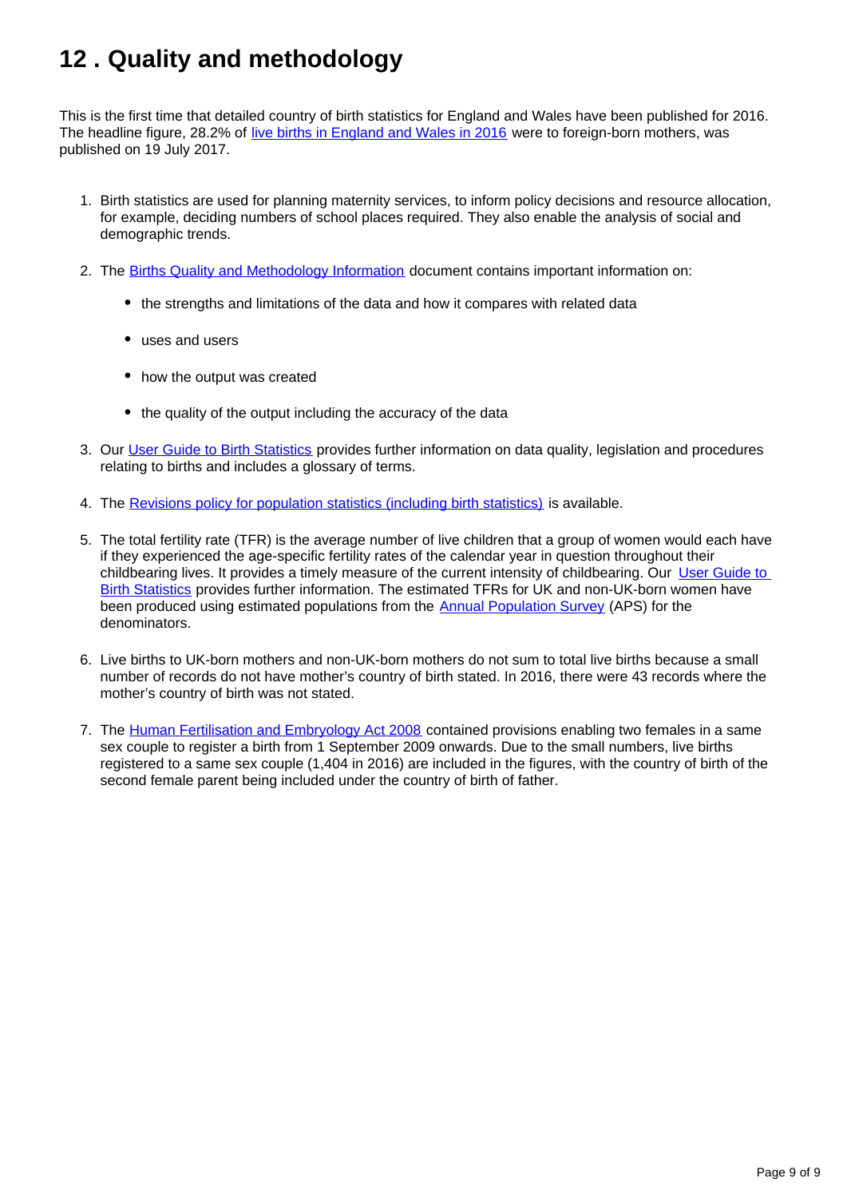# 12 . Quality and methodology

This is the first time that detailed country of birth statistics for England and Wales have been published for 2016. The headline figure, 28.2% of live births in England and Wales in 2016 were to foreign-born mothers, was published on 19 July 2017.

1. Birth statistics are used for planning maternity services, to inform policy decisions and resource allocation, for example, deciding numbers of school places required. They also enable the analysis of social and demographic trends.

2. The Births Quality and Methodology Information document contains important information on:

    - the strengths and limitations of the data and how it compares with related data
    - uses and users
    - how the output was created
    - the quality of the output including the accuracy of the data

3. Our User Guide to Birth Statistics provides further information on data quality, legislation and procedures relating to births and includes a glossary of terms.

4. The Revisions policy for population statistics (including birth statistics) is available.

5. The total fertility rate (TFR) is the average number of live children that a group of women would each have if they experienced the age-specific fertility rates of the calendar year in question throughout their childbearing lives. It provides a timely measure of the current intensity of childbearing. Our User Guide to Birth Statistics provides further information. The estimated TFRs for UK and non-UK-born women have been produced using estimated populations from the Annual Population Survey (APS) for the denominators.

6. Live births to UK-born mothers and non-UK-born mothers do not sum to total live births because a small number of records do not have mother's country of birth stated. In 2016, there were 43 records where the mother's country of birth was not stated.

7. The Human Fertilisation and Embryology Act 2008 contained provisions enabling two females in a same sex couple to register a birth from 1 September 2009 onwards. Due to the small numbers, live births registered to a same sex couple (1,404 in 2016) are included in the figures, with the country of birth of the second female parent being included under the country of birth of father.